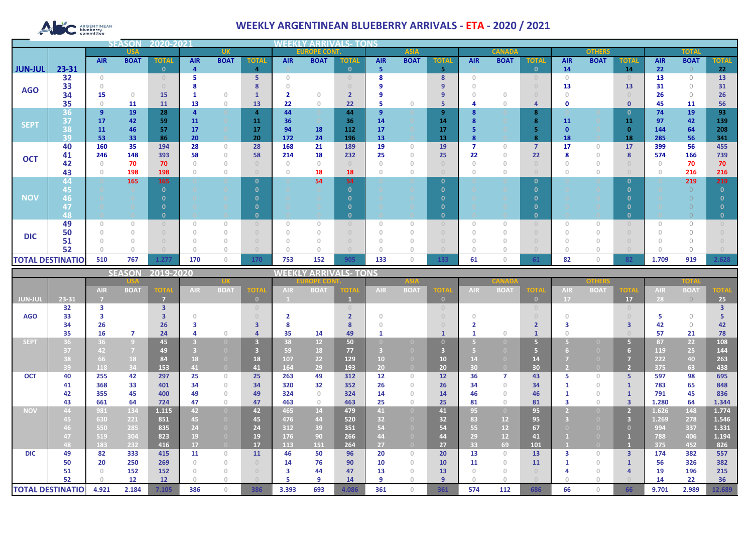ABC Argentinean blueberry committee

# WEEKLY ARGENTINEAN BLUEBERRY ARRIVALS - ETA - 2020 / 2021

## SEASON 2020-2021 — WEEKLY ARRIVALS- TONS

| | | USA | | | UK | | | EUROPE CONT. | | | ASIA | | | CANADA | | | OTHERS | | | TOTAL | | |
|---|---|---|---|---|---|---|---|---|---|---|---|---|---|---|---|---|---|---|---|---|---|---|
| | | AIR | BOAT | TOTAL | AIR | BOAT | TOTAL | AIR | BOAT | TOTAL | AIR | BOAT | TOTAL | AIR | BOAT | TOTAL | AIR | BOAT | TOTAL | AIR | BOAT | TOTAL |
| JUN-JUL | 23-31 | 0 | | 0 | 4 | | 4 | 0 | | 0 | 5 | | 5 | 0 | | 0 | 14 | | 14 | 22 | 0 | 22 |
| AGO | 32 | 0 | | 0 | 5 | | 5 | 0 | | 0 | 8 | | 8 | 0 | | 0 | 0 | | 0 | 13 | 0 | 13 |
| | 33 | 0 | | 0 | 8 | | 8 | 0 | | 0 | 9 | | 9 | 0 | | 0 | 13 | | 13 | 31 | 0 | 31 |
| | 34 | 15 | 0 | 15 | 1 | 0 | 1 | 2 | 0 | 2 | 9 | | 9 | 0 | 0 | 0 | 0 | | 0 | 26 | 0 | 26 |
| | 35 | 0 | 11 | 11 | 13 | 0 | 13 | 22 | 0 | 22 | 5 | 0 | 5 | 4 | 0 | 4 | 0 | | 0 | 45 | 11 | 56 |
| SEPT | 36 | 9 | 19 | 28 | 4 | | 4 | 44 | | 44 | 9 | | 9 | 8 | | 8 | | | 0 | 74 | 19 | 93 |
| | 37 | 17 | 42 | 59 | 11 | | 11 | 36 | | 36 | 14 | | 14 | 8 | | 8 | 11 | | 11 | 97 | 42 | 139 |
| | 38 | 11 | 46 | 57 | 17 | | 17 | 94 | 18 | 112 | 17 | | 17 | 5 | | 5 | 0 | | 0 | 144 | 64 | 208 |
| | 39 | 53 | 33 | 86 | 20 | | 20 | 172 | 24 | 196 | 13 | | 13 | 8 | | 8 | 18 | | 18 | 285 | 56 | 341 |
| OCT | 40 | 160 | 35 | 194 | 28 | 0 | 28 | 168 | 21 | 189 | 19 | 0 | 19 | 7 | 0 | 7 | 17 | 0 | 17 | 399 | 56 | 455 |
| | 41 | 246 | 148 | 393 | 58 | 0 | 58 | 214 | 18 | 232 | 25 | 0 | 25 | 22 | 0 | 22 | 8 | 0 | 8 | 574 | 166 | 739 |
| | 42 | 0 | 70 | 70 | 0 | 0 | 0 | 0 | 0 | 0 | 0 | 0 | 0 | 0 | 0 | 0 | 0 | 0 | 0 | 0 | 70 | 70 |
| | 43 | 0 | 198 | 198 | 0 | 0 | 0 | 0 | 18 | 18 | 0 | 0 | 0 | 0 | 0 | 0 | 0 | 0 | 0 | 0 | 216 | 216 |
| NOV | 44 | 0 | 165 | 165 | 0 | 0 | 0 | 0 | 54 | 54 | 0 | 0 | 0 | 0 | 0 | 0 | 0 | 0 | 0 | 0 | 219 | 219 |
| | 45 | 0 | 0 | 0 | 0 | 0 | 0 | 0 | 0 | 0 | 0 | 0 | 0 | 0 | 0 | 0 | 0 | 0 | 0 | 0 | 0 | 0 |
| | 46 | 0 | 0 | 0 | 0 | 0 | 0 | 0 | 0 | 0 | 0 | 0 | 0 | 0 | 0 | 0 | 0 | 0 | 0 | 0 | 0 | 0 |
| | 47 | 0 | 0 | 0 | 0 | 0 | 0 | 0 | 0 | 0 | 0 | 0 | 0 | 0 | 0 | 0 | 0 | 0 | 0 | 0 | 0 | 0 |
| | 48 | 0 | 0 | 0 | 0 | 0 | 0 | 0 | 0 | 0 | 0 | 0 | 0 | 0 | 0 | 0 | 0 | 0 | 0 | 0 | 0 | 0 |
| DIC | 49 | 0 | 0 | 0 | 0 | 0 | 0 | 0 | 0 | 0 | 0 | 0 | 0 | 0 | 0 | 0 | 0 | 0 | 0 | 0 | 0 | 0 |
| | 50 | 0 | 0 | 0 | 0 | 0 | 0 | 0 | 0 | 0 | 0 | 0 | 0 | 0 | 0 | 0 | 0 | 0 | 0 | 0 | 0 | 0 |
| | 51 | 0 | 0 | 0 | 0 | 0 | 0 | 0 | 0 | 0 | 0 | 0 | 0 | 0 | 0 | 0 | 0 | 0 | 0 | 0 | 0 | 0 |
| | 52 | 0 | 0 | 0 | 0 | 0 | 0 | 0 | 0 | 0 | 0 | 0 | 0 | 0 | 0 | 0 | 0 | 0 | 0 | 0 | 0 | 0 |
| TOTAL DESTINATIO | | 510 | 767 | 1.277 | 170 | 0 | 170 | 753 | 152 | 905 | 133 | 0 | 133 | 61 | 0 | 61 | 82 | 0 | 82 | 1.709 | 919 | 2.628 |

## SEASON 2019-2020 — WEEKLY ARRIVALS- TONS

| | | USA | | | UK | | | EUROPE CONT. | | | ASIA | | | CANADA | | | OTHERS | | | TOTAL | | |
|---|---|---|---|---|---|---|---|---|---|---|---|---|---|---|---|---|---|---|---|---|---|---|
| | | AIR | BOAT | TOTAL | AIR | BOAT | TOTAL | AIR | BOAT | TOTAL | AIR | BOAT | TOTAL | AIR | BOAT | TOTAL | AIR | BOAT | TOTAL | AIR | BOAT | TOTAL |
| JUN-JUL | 23-31 | 7 | | 7 | | | 0 | 1 | | 1 | | | 0 | | | 0 | 17 | | 17 | 28 | 0 | 25 |
| AGO | 32 | 3 | | 3 | | | 0 | | | 0 | | | 0 | | | 0 | | | 0 | | | 3 |
| | 33 | 3 | | 3 | 0 | | 0 | 2 | | 2 | 0 | | 0 | 0 | | 0 | 0 | | 0 | 5 | 0 | 5 |
| | 34 | 26 | | 26 | 3 | | 3 | 8 | | 8 | 0 | | 0 | 2 | | 2 | 3 | | 3 | 42 | 0 | 42 |
| | 35 | 16 | 7 | 24 | 4 | 0 | 4 | 35 | 14 | 49 | 1 | | 1 | 1 | 0 | 1 | 0 | | 0 | 57 | 21 | 78 |
| SEPT | 36 | 36 | 9 | 45 | 3 | 0 | 3 | 38 | 12 | 50 | 0 | 0 | 0 | 5 | 0 | 5 | 5 | 0 | 5 | 87 | 22 | 108 |
| | 37 | 42 | 7 | 49 | 3 | 0 | 3 | 59 | 18 | 77 | 3 | 0 | 3 | 5 | 0 | 5 | 6 | 0 | 6 | 119 | 25 | 144 |
| | 38 | 66 | 18 | 84 | 18 | 0 | 18 | 107 | 22 | 129 | 10 | 0 | 10 | 14 | 0 | 14 | 7 | 0 | 7 | 222 | 40 | 263 |
| | 39 | 118 | 34 | 153 | 41 | 0 | 41 | 164 | 29 | 193 | 20 | 0 | 20 | 30 | 0 | 30 | 2 | 0 | 2 | 375 | 63 | 438 |
| OCT | 40 | 255 | 42 | 297 | 25 | 0 | 25 | 263 | 49 | 312 | 12 | 0 | 12 | 36 | 7 | 43 | 5 | 0 | 5 | 597 | 98 | 695 |
| | 41 | 368 | 33 | 401 | 34 | 0 | 34 | 320 | 32 | 352 | 26 | 0 | 26 | 34 | 0 | 34 | 1 | 0 | 1 | 783 | 65 | 848 |
| | 42 | 355 | 45 | 400 | 49 | 0 | 49 | 324 | 0 | 324 | 14 | 0 | 14 | 46 | 0 | 46 | 1 | 0 | 1 | 791 | 45 | 836 |
| | 43 | 661 | 64 | 724 | 47 | 0 | 47 | 463 | 0 | 463 | 25 | 0 | 25 | 81 | 0 | 81 | 3 | 0 | 3 | 1.280 | 64 | 1.344 |
| NOV | 44 | 981 | 134 | 1.115 | 42 | 0 | 42 | 465 | 14 | 479 | 41 | 0 | 41 | 95 | 0 | 95 | 2 | 0 | 2 | 1.626 | 148 | 1.774 |
| | 45 | 630 | 221 | 851 | 45 | 0 | 45 | 476 | 44 | 520 | 32 | 0 | 32 | 83 | 12 | 95 | 3 | 0 | 3 | 1.269 | 278 | 1.546 |
| | 46 | 550 | 285 | 835 | 24 | 0 | 24 | 312 | 39 | 351 | 54 | 0 | 54 | 55 | 12 | 67 | 0 | 0 | 0 | 994 | 337 | 1.331 |
| | 47 | 519 | 304 | 823 | 19 | 0 | 19 | 176 | 90 | 266 | 44 | 0 | 44 | 29 | 12 | 41 | 1 | 0 | 1 | 788 | 406 | 1.194 |
| | 48 | 183 | 232 | 416 | 17 | 0 | 17 | 113 | 151 | 264 | 27 | 0 | 27 | 33 | 69 | 101 | 1 | 0 | 1 | 375 | 452 | 826 |
| DIC | 49 | 82 | 333 | 415 | 11 | 0 | 11 | 46 | 50 | 96 | 20 | 0 | 20 | 13 | 0 | 13 | 3 | 0 | 3 | 174 | 382 | 557 |
| | 50 | 20 | 250 | 269 | 0 | 0 | 0 | 14 | 76 | 90 | 10 | 0 | 10 | 11 | 0 | 11 | 1 | 0 | 1 | 56 | 326 | 382 |
| | 51 | 0 | 152 | 152 | 0 | 0 | 0 | 3 | 44 | 47 | 13 | 0 | 13 | 0 | 0 | 0 | 4 | 0 | 4 | 19 | 196 | 215 |
| | 52 | 0 | 12 | 12 | 0 | 0 | 0 | 5 | 9 | 14 | 9 | 0 | 9 | 0 | 0 | 0 | 0 | 0 | 0 | 14 | 22 | 36 |
| TOTAL DESTINATIO | | 4.921 | 2.184 | 7.105 | 386 | 0 | 386 | 3.393 | 693 | 4.086 | 361 | 0 | 361 | 574 | 112 | 686 | 66 | 0 | 66 | 9.701 | 2.989 | 12.689 |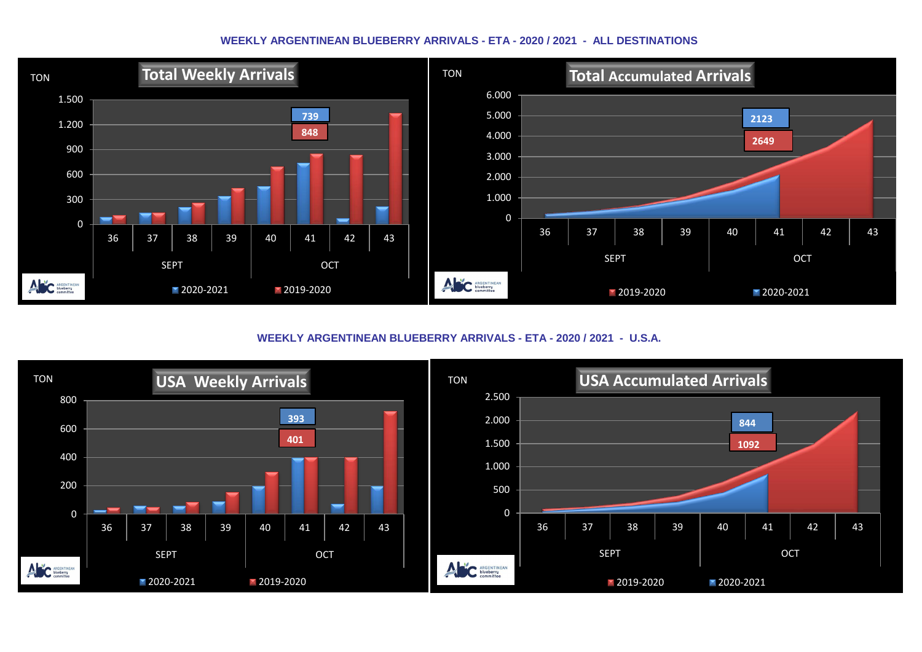## WEEKLY ARGENTINEAN BLUEBERRY ARRIVALS - ETA - 2020 / 2021 - ALL DESTINATIONS

### Total Weekly Arrivals

TON

| | 2020-2021 | 2019-2020 |
|---|---|---|
| Week 41 (OCT) | 739 | 848 |

SEPT: 36, 37, 38, 39 — OCT: 40, 41, 42, 43

### Total Accumulated Arrivals

TON

| | 2020-2021 | 2019-2020 |
|---|---|---|
| Week 41 (OCT) | 2123 | 2649 |

SEPT: 36, 37, 38, 39 — OCT: 40, 41, 42, 43

## WEEKLY ARGENTINEAN BLUEBERRY ARRIVALS - ETA - 2020 / 2021 - U.S.A.

### USA Weekly Arrivals

TON

| | 2020-2021 | 2019-2020 |
|---|---|---|
| Week 41 (OCT) | 393 | 401 |

SEPT: 36, 37, 38, 39 — OCT: 40, 41, 42, 43

### USA Accumulated Arrivals

TON

| | 2020-2021 | 2019-2020 |
|---|---|---|
| Week 41 (OCT) | 844 | 1092 |

SEPT: 36, 37, 38, 39 — OCT: 40, 41, 42, 43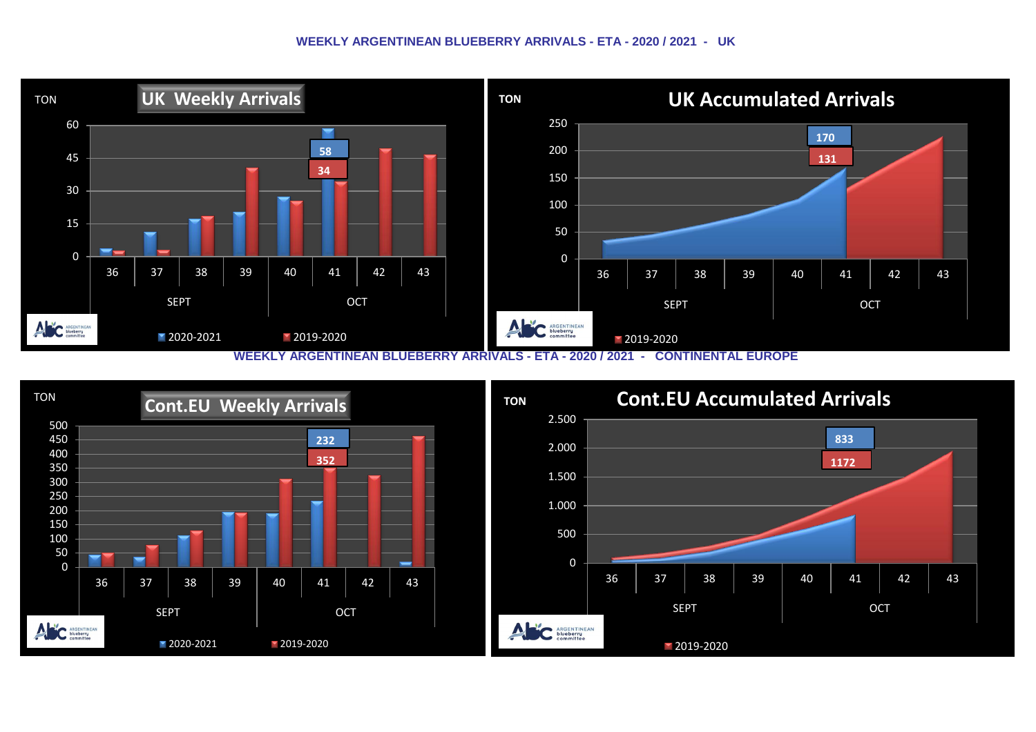# WEEKLY ARGENTINEAN BLUEBERRY ARRIVALS - ETA - 2020 / 2021 - UK

**UK Weekly Arrivals**

TON

60, 45, 30, 15, 0

36, 37, 38, 39, 40, 41, 42, 43

SEPT — OCT

58

34

2020-2021 — 2019-2020

**UK Accumulated Arrivals**

TON

250, 200, 150, 100, 50, 0

36, 37, 38, 39, 40, 41, 42, 43

SEPT — OCT

170

131

2019-2020

# WEEKLY ARGENTINEAN BLUEBERRY ARRIVALS - ETA - 2020 / 2021 - CONTINENTAL EUROPE

**Cont.EU Weekly Arrivals**

TON

500, 450, 400, 350, 300, 250, 200, 150, 100, 50, 0

36, 37, 38, 39, 40, 41, 42, 43

SEPT — OCT

232

352

2020-2021 — 2019-2020

**Cont.EU Accumulated Arrivals**

TON

2.500, 2.000, 1.500, 1.000, 500, 0

36, 37, 38, 39, 40, 41, 42, 43

SEPT — OCT

833

1172

2019-2020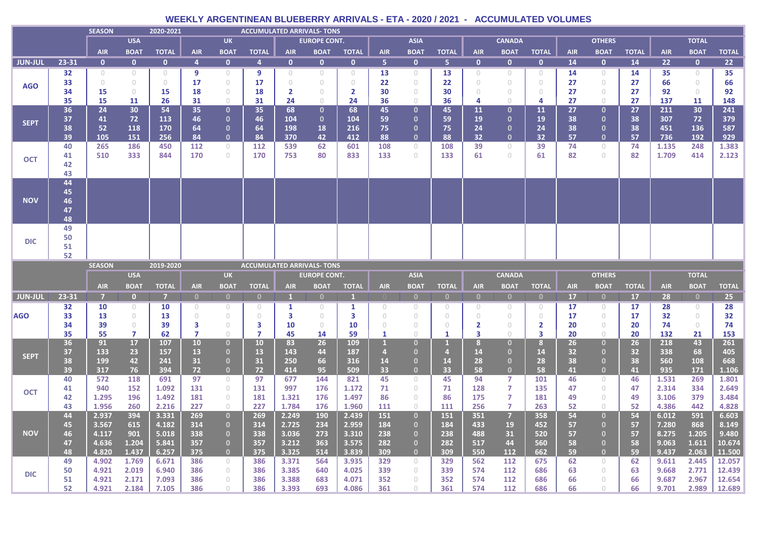# WEEKLY ARGENTINEAN BLUEBERRY ARRIVALS - ETA - 2020 / 2021 - ACCUMULATED VOLUMES

| | | SEASON 2020-2021 | | | ACCUMULATED ARRIVALS- TONS | | | | | | | | | | | | | | | | | |
|---|---|---|---|---|---|---|---|---|---|---|---|---|---|---|---|---|---|---|---|---|---|---|
| | | USA | | | UK | | | EUROPE CONT. | | | ASIA | | | CANADA | | | OTHERS | | | TOTAL | | |
| | | AIR | BOAT | TOTAL | AIR | BOAT | TOTAL | AIR | BOAT | TOTAL | AIR | BOAT | TOTAL | AIR | BOAT | TOTAL | AIR | BOAT | TOTAL | AIR | BOAT | TOTAL |
| JUN-JUL | 23-31 | 0 | 0 | 0 | 4 | 0 | 4 | 0 | 0 | 0 | 5 | 0 | 5 | 0 | 0 | 0 | 14 | 0 | 14 | 22 | 0 | 22 |
| AGO | 32 | 0 | 0 | 0 | 9 | 0 | 9 | 0 | 0 | 0 | 13 | 0 | 13 | 0 | 0 | 0 | 14 | 0 | 14 | 35 | 0 | 35 |
| | 33 | 0 | 0 | 0 | 17 | 0 | 17 | 0 | 0 | 0 | 22 | 0 | 22 | 0 | 0 | 0 | 27 | 0 | 27 | 66 | 0 | 66 |
| | 34 | 15 | 0 | 15 | 18 | 0 | 18 | 2 | 0 | 2 | 30 | 0 | 30 | 0 | 0 | 0 | 27 | 0 | 27 | 92 | 0 | 92 |
| | 35 | 15 | 11 | 26 | 31 | 0 | 31 | 24 | 0 | 24 | 36 | 0 | 36 | 4 | 0 | 4 | 27 | 0 | 27 | 137 | 11 | 148 |
| SEPT | 36 | 24 | 30 | 54 | 35 | 0 | 35 | 68 | 0 | 68 | 45 | 0 | 45 | 11 | 0 | 11 | 27 | 0 | 27 | 211 | 30 | 241 |
| | 37 | 41 | 72 | 113 | 46 | 0 | 46 | 104 | 0 | 104 | 59 | 0 | 59 | 19 | 0 | 19 | 38 | 0 | 38 | 307 | 72 | 379 |
| | 38 | 52 | 118 | 170 | 64 | 0 | 64 | 198 | 18 | 216 | 75 | 0 | 75 | 24 | 0 | 24 | 38 | 0 | 38 | 451 | 136 | 587 |
| | 39 | 105 | 151 | 256 | 84 | 0 | 84 | 370 | 42 | 412 | 88 | 0 | 88 | 32 | 0 | 32 | 57 | 0 | 57 | 736 | 192 | 929 |
| OCT | 40 | 265 | 186 | 450 | 112 | 0 | 112 | 539 | 62 | 601 | 108 | 0 | 108 | 39 | 0 | 39 | 74 | 0 | 74 | 1.135 | 248 | 1.383 |
| | 41 | 510 | 333 | 844 | 170 | 0 | 170 | 753 | 80 | 833 | 133 | 0 | 133 | 61 | 0 | 61 | 82 | 0 | 82 | 1.709 | 414 | 2.123 |
| | 42 | | | | | | | | | | | | | | | | | | | | | |
| | 43 | | | | | | | | | | | | | | | | | | | | | |
| NOV | 44 | | | | | | | | | | | | | | | | | | | | | |
| | 45 | | | | | | | | | | | | | | | | | | | | | |
| | 46 | | | | | | | | | | | | | | | | | | | | | |
| | 47 | | | | | | | | | | | | | | | | | | | | | |
| | 48 | | | | | | | | | | | | | | | | | | | | | |
| DIC | 49 | | | | | | | | | | | | | | | | | | | | | |
| | 50 | | | | | | | | | | | | | | | | | | | | | |
| | 51 | | | | | | | | | | | | | | | | | | | | | |
| | 52 | | | | | | | | | | | | | | | | | | | | | |

| | | SEASON 2019-2020 | | | ACCUMULATED ARRIVALS- TONS | | | | | | | | | | | | | | | | | |
|---|---|---|---|---|---|---|---|---|---|---|---|---|---|---|---|---|---|---|---|---|---|---|
| | | USA | | | UK | | | EUROPE CONT. | | | ASIA | | | CANADA | | | OTHERS | | | TOTAL | | |
| | | AIR | BOAT | TOTAL | AIR | BOAT | TOTAL | AIR | BOAT | TOTAL | AIR | BOAT | TOTAL | AIR | BOAT | TOTAL | AIR | BOAT | TOTAL | AIR | BOAT | TOTAL |
| JUN-JUL | 23-31 | 7 | 0 | 7 | 0 | 0 | 0 | 1 | 0 | 1 | 0 | 0 | 0 | 0 | 0 | 0 | 17 | 0 | 17 | 28 | 0 | 25 |
| AGO | 32 | 10 | 0 | 10 | 0 | 0 | 0 | 1 | 0 | 1 | 0 | 0 | 0 | 0 | 0 | 0 | 17 | 0 | 17 | 28 | 0 | 28 |
| | 33 | 13 | 0 | 13 | 0 | 0 | 0 | 3 | 0 | 3 | 0 | 0 | 0 | 0 | 0 | 0 | 17 | 0 | 17 | 32 | 0 | 32 |
| | 34 | 39 | 0 | 39 | 3 | 0 | 3 | 10 | 0 | 10 | 0 | 0 | 0 | 2 | 0 | 2 | 20 | 0 | 20 | 74 | 0 | 74 |
| | 35 | 55 | 7 | 62 | 7 | 0 | 7 | 45 | 14 | 59 | 1 | 0 | 1 | 3 | 0 | 3 | 20 | 0 | 20 | 132 | 21 | 153 |
| SEPT | 36 | 91 | 17 | 107 | 10 | 0 | 10 | 83 | 26 | 109 | 1 | 0 | 1 | 8 | 0 | 8 | 26 | 0 | 26 | 218 | 43 | 261 |
| | 37 | 133 | 23 | 157 | 13 | 0 | 13 | 143 | 44 | 187 | 4 | 0 | 4 | 14 | 0 | 14 | 32 | 0 | 32 | 338 | 68 | 405 |
| | 38 | 199 | 42 | 241 | 31 | 0 | 31 | 250 | 66 | 316 | 14 | 0 | 14 | 28 | 0 | 28 | 38 | 0 | 38 | 560 | 108 | 668 |
| | 39 | 317 | 76 | 394 | 72 | 0 | 72 | 414 | 95 | 509 | 33 | 0 | 33 | 58 | 0 | 58 | 41 | 0 | 41 | 935 | 171 | 1.106 |
| OCT | 40 | 572 | 118 | 691 | 97 | 0 | 97 | 677 | 144 | 821 | 45 | 0 | 45 | 94 | 7 | 101 | 46 | 0 | 46 | 1.531 | 269 | 1.801 |
| | 41 | 940 | 152 | 1.092 | 131 | 0 | 131 | 997 | 176 | 1.172 | 71 | 0 | 71 | 128 | 7 | 135 | 47 | 0 | 47 | 2.314 | 334 | 2.649 |
| | 42 | 1.295 | 196 | 1.492 | 181 | 0 | 181 | 1.321 | 176 | 1.497 | 86 | 0 | 86 | 175 | 7 | 181 | 49 | 0 | 49 | 3.106 | 379 | 3.484 |
| | 43 | 1.956 | 260 | 2.216 | 227 | 0 | 227 | 1.784 | 176 | 1.960 | 111 | 0 | 111 | 256 | 7 | 263 | 52 | 0 | 52 | 4.386 | 442 | 4.828 |
| NOV | 44 | 2.937 | 394 | 3.331 | 269 | 0 | 269 | 2.249 | 190 | 2.439 | 151 | 0 | 151 | 351 | 7 | 358 | 54 | 0 | 54 | 6.012 | 591 | 6.603 |
| | 45 | 3.567 | 615 | 4.182 | 314 | 0 | 314 | 2.725 | 234 | 2.959 | 184 | 0 | 184 | 433 | 19 | 452 | 57 | 0 | 57 | 7.280 | 868 | 8.149 |
| | 46 | 4.117 | 901 | 5.018 | 338 | 0 | 338 | 3.036 | 273 | 3.310 | 238 | 0 | 238 | 488 | 31 | 520 | 57 | 0 | 57 | 8.275 | 1.205 | 9.480 |
| | 47 | 4.636 | 1.204 | 5.841 | 357 | 0 | 357 | 3.212 | 363 | 3.575 | 282 | 0 | 282 | 517 | 44 | 560 | 58 | 0 | 58 | 9.063 | 1.611 | 10.674 |
| | 48 | 4.820 | 1.437 | 6.257 | 375 | 0 | 375 | 3.325 | 514 | 3.839 | 309 | 0 | 309 | 550 | 112 | 662 | 59 | 0 | 59 | 9.437 | 2.063 | 11.500 |
| DIC | 49 | 4.902 | 1.769 | 6.671 | 386 | 0 | 386 | 3.371 | 564 | 3.935 | 329 | 0 | 329 | 562 | 112 | 675 | 62 | 0 | 62 | 9.611 | 2.445 | 12.057 |
| | 50 | 4.921 | 2.019 | 6.940 | 386 | 0 | 386 | 3.385 | 640 | 4.025 | 339 | 0 | 339 | 574 | 112 | 686 | 63 | 0 | 63 | 9.668 | 2.771 | 12.439 |
| | 51 | 4.921 | 2.171 | 7.093 | 386 | 0 | 386 | 3.388 | 683 | 4.071 | 352 | 0 | 352 | 574 | 112 | 686 | 66 | 0 | 66 | 9.687 | 2.967 | 12.654 |
| | 52 | 4.921 | 2.184 | 7.105 | 386 | 0 | 386 | 3.393 | 693 | 4.086 | 361 | 0 | 361 | 574 | 112 | 686 | 66 | 0 | 66 | 9.701 | 2.989 | 12.689 |